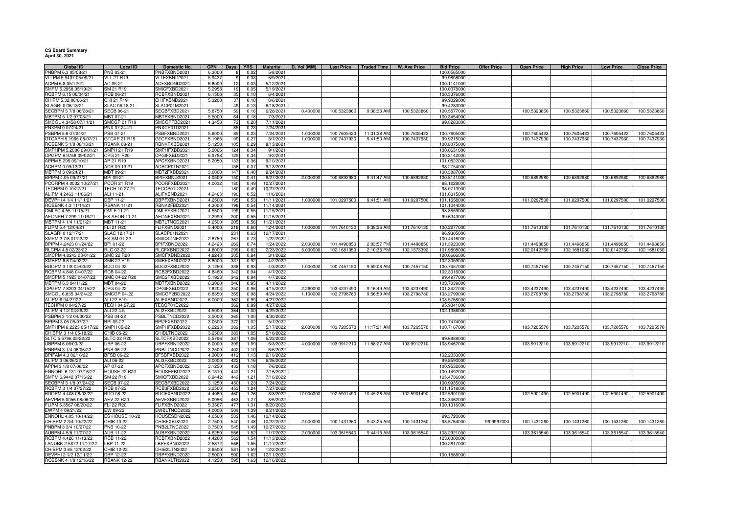**CS Board Summary**
**April 30, 2021**

| Global ID | Local ID | Domestic No. | CPN | Days | YRS | Maturity | D. Vol (MM) | Last Price | Traded Time | W. Ave Price | Bid Price | Offer Price | Open Price | High Price | Low Price | Close Price |
|---|---|---|---|---|---|---|---|---|---|---|---|---|---|---|---|---|
| PNBPM 6.3 05/08/21 | PNB 05-21 | PNBFXBND2021 | 6.3000 | 8 | 0.02 | 5/8/2021 | | | | | 100.0565000 | | | | | |
| VLLPM 5.9437 05/09/21 | VLL 21 R19 | VLLFXBND2021 | 5.9437 | 9 | 0.03 | 5/9/2021 | | | | | 99.9808000 | | | | | |
| ACPM 6.8 05/12/21 | AC 05-21 | ACFXBOND2021 | 6.8000 | 12 | 0.03 | 5/12/2021 | | | | | 100.1141000 | | | | | |
| SMPM 5.2958 05/19/21 | SM 21 R19 | SMICFXBD2021 | 5.2958 | 19 | 0.05 | 5/19/2021 | | | | | 100.0078000 | | | | | |
| RCBPM 6.15 06/04/21 | RCB 06-21 | RCBFXBND2021 | 6.1500 | 35 | 0.10 | 6/4/2021 | | | | | 100.3376000 | | | | | |
| CHIPM 5.32 06/06/21 | CHI 21 R19 | CHIFXBND2021 | 5.3200 | 37 | 0.10 | 6/6/2021 | | | | | 99.9029000 | | | | | |
| SLAGRI 0 06/18/21 | SLAC 06.18.21 | SLACP01M2021 | | 49 | 0.13 | 6/18/2021 | | | | | 99.4283000 | | | | | |
| SECBPM 5 7/8 06/28/21 | SECB 06-21 | SECBFXBD2021 | 5.8750 | 59 | 0.16 | 6/28/2021 | 0.400000 | 100.5323860 | 9:38:33 AM | 100.5323860 | 100.5577000 | | 100.5323860 | 100.5323860 | 100.5323860 | 100.5323860 |
| MBTPM 5 1/2 07/03/21 | MBT 07-21 | MBTFXBND2021 | 5.5000 | 64 | 0.18 | 7/3/2021 | | | | | 100.3454000 | | | | | |
| SMCGL 4.3458 07/11/21 | SMCGP 21 R19 | SMCGPFBD2021 | 4.3458 | 72 | 0.20 | 7/11/2021 | | | | | 99.8283000 | | | | | |
| PNXPM 0 07/24/21 | PNX 07.24.21 | PNXCP01D2021 | | 85 | 0.23 | 7/24/2021 | | | | | | | | | | |
| PSBPM 5.6 07/24/21 | PSB 07-21 | PSBFXBND2021 | 5.6000 | 85 | 0.23 | 7/24/2021 | 1.000000 | 100.7605423 | 11:31:38 AM | 100.7605423 | 100.7605000 | | 100.7605423 | 100.7605423 | 100.7605423 | 100.7605423 |
| GTCAPH 5.1965 08/07/21 | GTCAP 21 R19 | GTCFXBND2021 | 5.1965 | 99 | 0.27 | 8/7/2021 | 1.000000 | 100.7437930 | 9:41:50 AM | 100.7437930 | 99.9215000 | | 100.7437930 | 100.7437930 | 100.7437930 | 100.7437930 |
| ROBBNK 5 1/8 08/13/21 | RBANK 08-21 | RBNKFXBD2021 | 5.1250 | 105 | 0.29 | 8/13/2021 | | | | | 100.8075000 | | | | | |
| SMPHPM 5.2006 09/01/21 | SMPH 21 R19 | SMPHFXBD2021 | 5.2006 | 124 | 0.34 | 9/1/2021 | | | | | 100.0631000 | | | | | |
| CPGPM 6.9758 09/02/21 | CPG 21 R20 | CPGIFXBD2021 | 6.9758 | 125 | 0.34 | 9/2/2021 | | | | | 100.3142000 | | | | | |
| APPM 5.205 09/10/21 | AP 21 R19 | APCFXBND2021 | 5.2050 | 133 | 0.36 | 9/10/2021 | | | | | 101.0522000 | | | | | |
| ACRPM 0 09/13/21 | ACR 09.13.21 | ACRCP01N2021 | | 136 | 0.37 | 9/13/2021 | | | | | 98.2754000 | | | | | |
| MBTPM 3 09/24/21 | MBT 09-21 | MBT2FXBD2021 | 3.0000 | 147 | 0.40 | 9/24/2021 | | | | | 100.3887000 | | | | | |
| BPIPM 4.05 09/27/21 | BPI 09-21 | BPIFXBND2021 | 4.0500 | 150 | 0.41 | 9/27/2021 | 2.000000 | 100.6892980 | 9:41:47 AM | 100.6892980 | 100.8141000 | | 100.6892980 | 100.6892980 | 100.6892980 | 100.6892980 |
| PCORPM 4.0032 10/27/21 | PCOR 21 R19 | PCORFXBD2021 | 4.0032 | 180 | 0.49 | 10/27/2021 | | | | | 98.1228000 | | | | | |
| TECHPM 0 10/27/21 | TECH 10.27.21 | TECCP01D2021 | | 180 | 0.49 | 10/27/2021 | | | | | 98.0713000 | | | | | |
| ALIPM 4.2463 11/06/21 | ALI 11-21 | ALIFXBND2021 | 4.2463 | 190 | 0.52 | 11/6/2021 | | | | | 101.0315000 | | | | | |
| DEVPHI 4 1/4 11/11/21 | DBP 11-21 | DBPFXBND2021 | 4.2500 | 195 | 0.53 | 11/11/2021 | 1.000000 | 101.0297500 | 9:41:51 AM | 101.0297500 | 101.1658000 | | 101.0297500 | 101.0297500 | 101.0297500 | 101.0297500 |
| ROBBNK 4.3 11/14/21 | RBANK 11-21 | RBNK2FBD2021 | 4.3000 | 198 | 0.54 | 11/14/2021 | | | | | 101.1044000 | | | | | |
| OMLFC 4.55 11/15/21 | OMLF 11-21 | OMLFFXBD2021 | 4.5500 | 199 | 0.55 | 11/15/2021 | | | | | 98.8559000 | | | | | |
| AEONPH 7.299 11/16/21 | ES AEON 11-21 | AEONFXRN2021 | 7.2990 | 200 | 0.55 | 11/16/2021 | | | | | 99.6343000 | | | | | |
| MBTPM 4 1/4 11/21/21 | MBT 11-21 | MBTLTNCD2021 | 4.2500 | 205 | 0.56 | 11/21/2021 | | | | | | | | | | |
| FLIPM 5.4 12/04/21 | FLI 21 R20 | FLIFXBND2021 | 5.4000 | 218 | 0.60 | 12/4/2021 | 1.000000 | 101.7610130 | 9:38:36 AM | 101.7610130 | 100.2277000 | | 101.7610130 | 101.7610130 | 101.7610130 | 101.7610130 |
| SLAGRI 0 12/17/21 | SLAC 12.17.21 | SLACP01N2021 | | 231 | 0.63 | 12/17/2021 | | | | | 96.9305000 | | | | | |
| SMPM 2 7/8 01/22/22 | ES SM 01-22 | SMICSDNE2022 | 2.8750 | 267 | 0.73 | 1/22/2022 | | | | | 100.4416000 | | | | | |
| BPIPM 4.2423 01/24/22 | BPI 01-22 | BPIFXBND2022 | 4.2423 | 269 | 0.74 | 1/24/2022 | 2.000000 | 101.4498850 | 2:03:57 PM | 101.4498850 | 101.3923000 | | 101.4498850 | 101.4498850 | 101.4498850 | 101.4498850 |
| RLCPM 4.8 02/23/22 | RLC 02-22 | RLCFXBND2022 | 4.8000 | 299 | 0.82 | 2/23/2022 | 5.000000 | 102.1681050 | 2:10:36 PM | 102.1373392 | 101.9808000 | | 102.0142760 | 102.1681050 | 102.0142760 | 102.1681050 |
| SMCPM 4.8243 03/01/22 | SMC 22 R20 | SMCFXBND2022 | 4.8243 | 305 | 0.84 | 3/1/2022 | | | | | 100.6666000 | | | | | |
| SMBPM 6.6 04/02/22 | SMB 22 R19 | SMBFXBND2022 | 6.6000 | 337 | 0.92 | 4/2/2022 | | | | | 102.3059000 | | | | | |
| BDOPM 3 1/8 04/03/22 | BDO 04-22 | BDO2FXBD2022 | 3.1250 | 338 | 0.93 | 4/3/2022 | 1.000000 | 100.7457150 | 9:59:06 AM | 100.7457150 | 100.7457000 | | 100.7457150 | 100.7457150 | 100.7457150 | 100.7457150 |
| RCBPM 4.848 04/07/22 | RCB 04-22 | RCB2FXBD2022 | 4.8480 | 342 | 0.94 | 4/7/2022 | | | | | 102.3316000 | | | | | |
| SMCPM 5.1923 04/07/22 | SMC 04-22 R20 | SMC2FXBD2022 | 5.1923 | 342 | 0.94 | 4/7/2022 | | | | | 99.4977000 | | | | | |
| MBTPM 6.3 04/11/22 | MBT 04-22 | MBTFXBND2022 | 6.3000 | 346 | 0.95 | 4/11/2022 | | | | | 103.7039000 | | | | | |
| CPGPM 7.8203 04/15/22 | CPG 04-22 | CPGIFXBD2022 | 7.8203 | 350 | 0.96 | 4/15/2022 | 2.260000 | 103.4237490 | 9:16:49 AM | 103.4237490 | 101.3427000 | | 103.4237490 | 103.4237490 | 103.4237490 | 103.4237490 |
| SMCGL 6.835 04/24/22 | SMCGP 04-22 | SMCGP2BD2022 | 6.8350 | 359 | 0.98 | 4/24/2022 | 1.100000 | 103.2798780 | 9:56:59 AM | 103.2798780 | 103.2799000 | | 103.2798780 | 103.2798780 | 103.2798780 | 103.2798780 |
| ALIPM 6 04/27/22 | ALI 22 R19 | ALIFXBND2022 | 6.0000 | 362 | 0.99 | 4/27/2022 | | | | | 103.5766000 | | | | | |
| TECHPM 0 04/27/22 | TECH 04.27.22 | TECCP01E2022 | | 362 | 0.99 | 4/27/2022 | | | | | 95.9341000 | | | | | |
| ALIPM 4 1/2 04/29/22 | ALI 22 4.5 | ALI2FXBD2022 | 4.5000 | 364 | 1.00 | 4/29/2022 | | | | | 102.1386000 | | | | | |
| PSBPM 3 1/2 04/30/22 | PSB 04-22 | PSBLTNCD2022 | 3.5000 | 365 | 1.00 | 4/30/2022 | | | | | | | | | | |
| BPIPM 3.05 05/07/22 | BPI 05-22 | BPI2FXBD2022 | 3.0500 | 372 | 1.02 | 5/7/2022 | | | | | 100.7474000 | | | | | |
| SMPHPM 6.2223 05/17/22 | SMPH 05-22 | SMPHFXBD2022 | 6.2223 | 382 | 1.05 | 5/17/2022 | 2.000000 | 103.7205570 | 11:17:31 AM | 103.7205570 | 100.7167000 | | 103.7205570 | 103.7205570 | 103.7205570 | 103.7205570 |
| CHIBPM 3 1/4 05/18/22 | CHIB 05-22 | CHIBLTNC2022 | 3.2500 | 383 | 1.05 | 5/18/2022 | | | | | | | | | | |
| SLTC 5.5796 05/22/22 | SLTC 22 R20 | SLTCFXBD2022 | 5.5796 | 387 | 1.06 | 5/22/2022 | | | | | 99.6989000 | | | | | |
| UBPPM 6 06/03/22 | UBP 06-22 | UBPFXBND2022 | 6.0000 | 399 | 1.09 | 6/3/2022 | 4.000000 | 103.9912210 | 11:58:27 AM | 103.9912210 | 103.9467000 | | 103.9912210 | 103.9912210 | 103.9912210 | 103.9912210 |
| PNBPM 3 1/4 06/06/22 | PNB 06-22 | PNBLTNCD2022 | 3.2500 | 402 | 1.10 | 6/6/2022 | | | | | | | | | | |
| BPIFAM 4.3 06/16/22 | BFSB 06-22 | BFSBFXBD2022 | 4.3000 | 412 | 1.13 | 6/16/2022 | | | | | 102.2033000 | | | | | |
| ALIPM 3 06/26/22 | ALI 06-22 | ALI3FXBD2022 | 3.0000 | 422 | 1.16 | 6/26/2022 | | | | | 99.8590000 | | | | | |
| APPM 3 1/8 07/06/22 | AP 07-22 | APCFXBND2022 | 3.1250 | 432 | 1.18 | 7/6/2022 | | | | | 100.9532000 | | | | | |
| ENNOHL 6.131 07/16/22 | HOUSE 22 R20 | HOUSEFBD2022 | 6.1310 | 442 | 1.21 | 7/16/2022 | | | | | 100.1492000 | | | | | |
| SMPM 6.9442 07/16/22 | SM 22 R19 | SMICFXBD2022 | 6.9442 | 442 | 1.21 | 7/16/2022 | | | | | 105.4736000 | | | | | |
| SECBPM 3 1/8 07/24/22 | SECB 07-22 | SECBFXBD2022 | 3.1250 | 450 | 1.23 | 7/24/2022 | | | | | 100.9935000 | | | | | |
| RCBPM 3 1/4 07/27/22 | RCB 07-22 | RCB3FXBD2022 | 3.2500 | 453 | 1.24 | 7/27/2022 | | | | | 101.1518000 | | | | | |
| BDOPM 4.408 08/03/22 | BDO 08-22 | BDOFXBND2022 | 4.4080 | 460 | 1.26 | 8/3/2022 | 17.000000 | 102.5901490 | 10:45:28 AM | 102.5901490 | 102.5901000 | | 102.5901490 | 102.5901490 | 102.5901490 | 102.5901490 |
| AEVPM 5.0056 08/06/22 | AEV 22 R20 | AEVFXBND2022 | 5.0056 | 463 | 1.27 | 8/6/2022 | | | | | 103.3462000 | | | | | |
| FLIPM 5.3567 08/20/22 | FLI 22 R20 | FLIFXBND2022 | 5.3567 | 477 | 1.31 | 8/20/2022 | | | | | 100.1316000 | | | | | |
| EWPM 4 09/21/22 | EW 09-22 | EWBLTNCD2022 | 4.0000 | 509 | 1.39 | 9/21/2022 | | | | | | | | | | |
| ENNOHL 4.05 10/14/22 | ES HOUSE 10-22 | HOUSESDN2022 | 4.0500 | 532 | 1.46 | 10/14/2022 | | | | | 99.3720000 | | | | | |
| CHIBPM 2 3/4 10/22/22 | CHIB 10-22 | CHIBFXBD2022 | 2.7500 | 540 | 1.48 | 10/22/2022 | 2.000000 | 100.1431260 | 9:43:25 AM | 100.1431260 | 98.5764000 | 99.9997000 | 100.1431260 | 100.1431260 | 100.1431260 | 100.1431260 |
| PNBPM 3 3/4 10/27/22 | PNB 10-22 | PNB2LTNC2022 | 3.7500 | 545 | 1.49 | 10/27/2022 | | | | | | | | | | |
| AUBPM 4 5/8 11/07/22 | AUB 11-22 | AUBFXBND2022 | 4.6250 | 556 | 1.52 | 11/7/2022 | 2.000000 | 103.3615540 | 9:44:13 AM | 103.3615540 | 103.2921000 | | 103.3615540 | 103.3615540 | 103.3615540 | 103.3615540 |
| RCBPM 4.426 11/13/22 | RCB 11-22 | RCBFXBND2022 | 4.4260 | 562 | 1.54 | 11/13/2022 | | | | | 103.0300000 | | | | | |
| LANDBK 2.5872 11/17/22 | LBP 11-22 | LBPFXBND2022 | 2.5872 | 566 | 1.55 | 11/17/2022 | | | | | 100.2817000 | | | | | |
| CHIBPM 3.65 12/02/22 | CHIB 12-22 | CHIB2LTN2022 | 3.6500 | 581 | 1.59 | 12/2/2022 | | | | | | | | | | |
| DEVPHI 2 1/2 12/11/22 | DBP 12-22 | DBPFXBND2022 | 2.5000 | 590 | 1.62 | 12/11/2022 | | | | | 100.1566000 | | | | | |
| ROBBNK 4 1/8 12/16/22 | RBANK 12-22 | RBANKLTN2022 | 4.1250 | 595 | 1.63 | 12/16/2022 | | | | | | | | | | |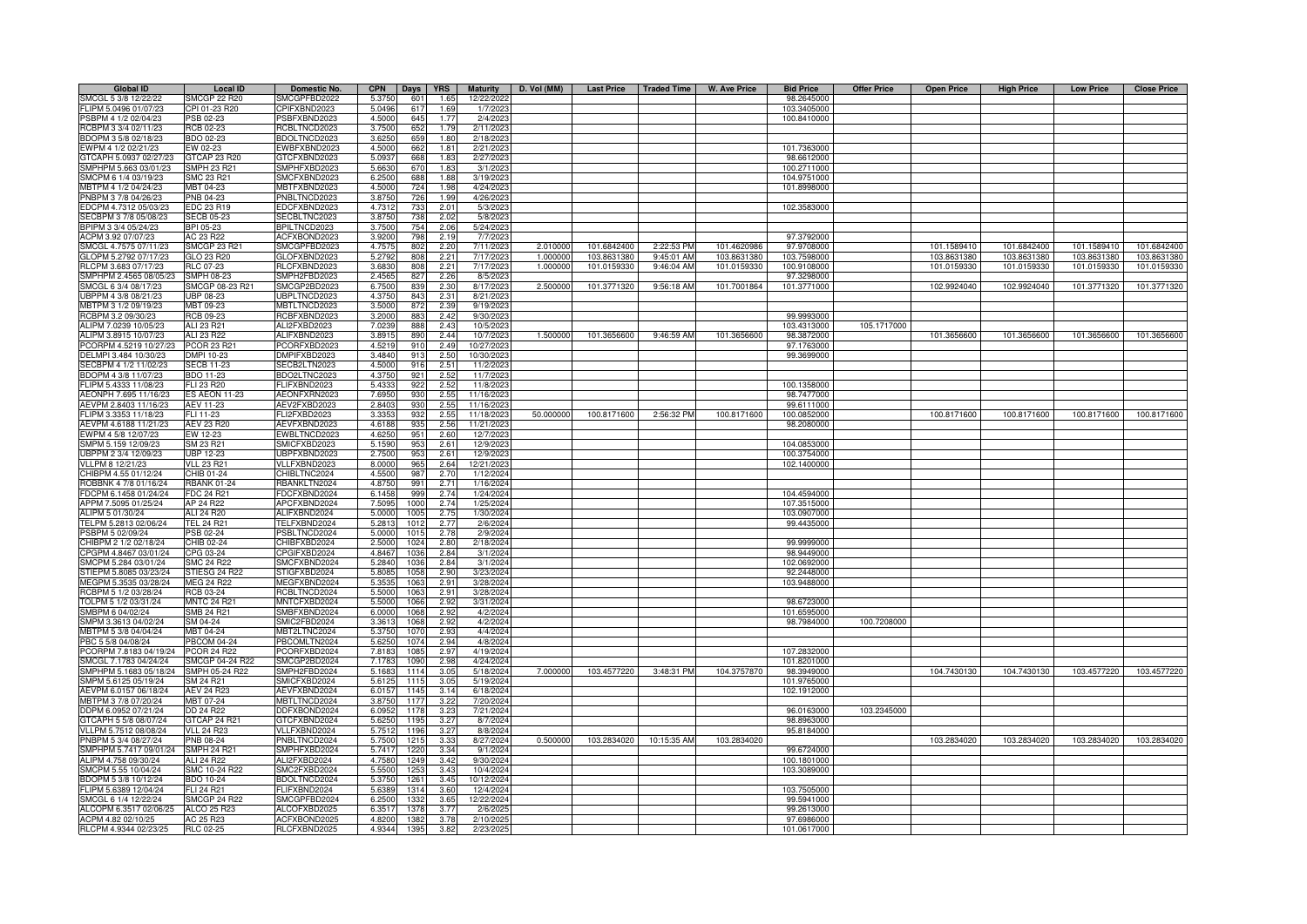| Global ID | Local ID | Domestic No. | CPN | Days | YRS | Maturity | D. Vol (MM) | Last Price | Traded Time | W. Ave Price | Bid Price | Offer Price | Open Price | High Price | Low Price | Close Price |
|---|---|---|---|---|---|---|---|---|---|---|---|---|---|---|---|---|
| SMCGL 5 3/8 12/22/22 | SMCGP 22 R20 | SMCGPFBD2022 | 5.3750 | 601 | 1.65 | 12/22/2022 | | | | | 98.2645000 | | | | | |
| FLIPM 5.0496 01/07/23 | CPI 01-23 R20 | CPIFXBND2023 | 5.0496 | 617 | 1.69 | 1/7/2023 | | | | | 103.3405000 | | | | | |
| PSBPM 4 1/2 02/04/23 | PSB 02-23 | PSBFXBND2023 | 4.5000 | 645 | 1.77 | 2/4/2023 | | | | | 100.8410000 | | | | | |
| RCBPM 3 3/4 02/11/23 | RCB 02-23 | RCBLTNCD2023 | 3.7500 | 652 | 1.79 | 2/11/2023 | | | | | | | | | | |
| BDOPM 3 5/8 02/18/23 | BDO 02-23 | BDOLTNCD2023 | 3.6250 | 659 | 1.80 | 2/18/2023 | | | | | | | | | | |
| EWPM 4 1/2 02/21/23 | EW 02-23 | EWBFXBND2023 | 4.5000 | 662 | 1.81 | 2/21/2023 | | | | | 101.7363000 | | | | | |
| GTCAPH 5.0937 02/27/23 | GTCAP 23 R20 | GTCFXBND2023 | 5.0937 | 668 | 1.83 | 2/27/2023 | | | | | 98.6612000 | | | | | |
| SMPHPM 5.663 03/01/23 | SMPH 23 R21 | SMPHFXBD2023 | 5.6630 | 670 | 1.83 | 3/1/2023 | | | | | 100.2711000 | | | | | |
| SMCPM 6 1/4 03/19/23 | SMC 23 R21 | SMCFXBND2023 | 6.2500 | 688 | 1.88 | 3/19/2023 | | | | | 104.9751000 | | | | | |
| MBTPM 4 1/2 04/24/23 | MBT 04-23 | MBTFXBND2023 | 4.5000 | 724 | 1.98 | 4/24/2023 | | | | | 101.8998000 | | | | | |
| PNBPM 3 7/8 04/26/23 | PNB 04-23 | PNBLTNCD2023 | 3.8750 | 726 | 1.99 | 4/26/2023 | | | | | | | | | | |
| EDCPM 4.7312 05/03/23 | EDC 23 R19 | EDCFXBND2023 | 4.7312 | 733 | 2.01 | 5/3/2023 | | | | | 102.3583000 | | | | | |
| SECBPM 3 7/8 05/08/23 | SECB 05-23 | SECBLTNC2023 | 3.8750 | 738 | 2.02 | 5/8/2023 | | | | | | | | | | |
| BPIPM 3 3/4 05/24/23 | BPI 05-23 | BPILTNCD2023 | 3.7500 | 754 | 2.06 | 5/24/2023 | | | | | | | | | | |
| ACPM 3.92 07/07/23 | AC 23 R22 | ACFXBOND2023 | 3.9200 | 798 | 2.19 | 7/7/2023 | | | | | 97.3792000 | | | | | |
| SMCGL 4.7575 07/11/23 | SMCGP 23 R21 | SMCGPFBD2023 | 4.7575 | 802 | 2.20 | 7/11/2023 | 2.010000 | 101.6842400 | 2:22:53 PM | 101.4620986 | 97.9708000 | | 101.1589410 | 101.6842400 | 101.1589410 | 101.6842400 |
| GLOPM 5.2792 07/17/23 | GLO 23 R20 | GLOFXBND2023 | 5.2792 | 808 | 2.21 | 7/17/2023 | 1.000000 | 103.8631380 | 9:45:01 AM | 103.8631380 | 103.7598000 | | 103.8631380 | 103.8631380 | 103.8631380 | 103.8631380 |
| RLCPM 3.683 07/17/23 | RLC 07-23 | RLCFXBND2023 | 3.6830 | 808 | 2.21 | 7/17/2023 | 1.000000 | 101.0159330 | 9:46:04 AM | 101.0159330 | 100.9108000 | | 101.0159330 | 101.0159330 | 101.0159330 | 101.0159330 |
| SMPHPM 2.4565 08/05/23 | SMPH 08-23 | SMPH2FBD2023 | 2.4565 | 827 | 2.26 | 8/5/2023 | | | | | 97.3298000 | | | | | |
| SMCGL 6 3/4 08/17/23 | SMCGP 08-23 R21 | SMCGP2BD2023 | 6.7500 | 839 | 2.30 | 8/17/2023 | 2.500000 | 101.3771320 | 9:56:18 AM | 101.7001864 | 101.3771000 | | 102.9924040 | 102.9924040 | 101.3771320 | 101.3771320 |
| UBPPM 4 3/8 08/21/23 | UBP 08-23 | UBPLTNCD2023 | 4.3750 | 843 | 2.31 | 8/21/2023 | | | | | | | | | | |
| MBTPM 3 1/2 09/19/23 | MBT 09-23 | MBTLTNCD2023 | 3.5000 | 872 | 2.39 | 9/19/2023 | | | | | | | | | | |
| RCBPM 3.2 09/30/23 | RCB 09-23 | RCBFXBND2023 | 3.2000 | 883 | 2.42 | 9/30/2023 | | | | | 99.9993000 | | | | | |
| ALIPM 7.0239 10/05/23 | ALI 23 R21 | ALI2FXBD2023 | 7.0239 | 888 | 2.43 | 10/5/2023 | | | | | 103.4313000 | 105.1717000 | | | | |
| ALIPM 3.8915 10/07/23 | ALI 23 R22 | ALIFXBND2023 | 3.8915 | 890 | 2.44 | 10/7/2023 | 1.500000 | 101.3656600 | 9:46:59 AM | 101.3656600 | 98.3872000 | | 101.3656600 | 101.3656600 | 101.3656600 | 101.3656600 |
| PCORPM 4.5219 10/27/23 | PCOR 23 R21 | PCORFXBD2023 | 4.5219 | 910 | 2.49 | 10/27/2023 | | | | | 97.1763000 | | | | | |
| DELMPI 3.484 10/30/23 | DMPI 10-23 | DMPIFXBD2023 | 3.4840 | 913 | 2.50 | 10/30/2023 | | | | | 99.3699000 | | | | | |
| SECBPM 4 1/2 11/02/23 | SECB 11-23 | SECB2LTN2023 | 4.5000 | 916 | 2.51 | 11/2/2023 | | | | | | | | | | |
| BDOPM 4 3/8 11/07/23 | BDO 11-23 | BDO2LTNC2023 | 4.3750 | 921 | 2.52 | 11/7/2023 | | | | | | | | | | |
| FLIPM 5.4333 11/08/23 | FLI 23 R20 | FLIFXBND2023 | 5.4333 | 922 | 2.52 | 11/8/2023 | | | | | 100.1358000 | | | | | |
| AEONPH 7.695 11/16/23 | ES AEON 11-23 | AEONFXRN2023 | 7.6950 | 930 | 2.55 | 11/16/2023 | | | | | 98.7477000 | | | | | |
| AEVPM 2.8403 11/16/23 | AEV 11-23 | AEV2FXBD2023 | 2.8403 | 930 | 2.55 | 11/16/2023 | | | | | 99.6111000 | | | | | |
| FLIPM 3.3353 11/18/23 | FLI 11-23 | FLI2FXBD2023 | 3.3353 | 932 | 2.55 | 11/18/2023 | 50.000000 | 100.8171600 | 2:56:32 PM | 100.8171600 | 100.0852000 | | 100.8171600 | 100.8171600 | 100.8171600 | 100.8171600 |
| AEVPM 4.6188 11/21/23 | AEV 23 R20 | AEVFXBND2023 | 4.6188 | 935 | 2.56 | 11/21/2023 | | | | | 98.2080000 | | | | | |
| EWPM 4 5/8 12/07/23 | EW 12-23 | EWBLTNCD2023 | 4.6250 | 951 | 2.60 | 12/7/2023 | | | | | | | | | | |
| SMPM 5.159 12/09/23 | SM 23 R21 | SMICFXBD2023 | 5.1590 | 953 | 2.61 | 12/9/2023 | | | | | 104.0853000 | | | | | |
| UBPPM 2 3/4 12/09/23 | UBP 12-23 | UBPFXBND2023 | 2.7500 | 953 | 2.61 | 12/9/2023 | | | | | 100.3754000 | | | | | |
| VLLPM 8 12/21/23 | VLL 23 R21 | VLLFXBND2023 | 8.0000 | 965 | 2.64 | 12/21/2023 | | | | | 102.1400000 | | | | | |
| CHIBPM 4.55 01/12/24 | CHIB 01-24 | CHIBLTNC2024 | 4.5500 | 987 | 2.70 | 1/12/2024 | | | | | | | | | | |
| ROBBNK 4 7/8 01/16/24 | RBANK 01-24 | RBANKLTN2024 | 4.8750 | 991 | 2.71 | 1/16/2024 | | | | | | | | | | |
| FDCPM 6.1458 01/24/24 | FDC 24 R21 | FDCFXBND2024 | 6.1458 | 999 | 2.74 | 1/24/2024 | | | | | 104.4594000 | | | | | |
| APPM 7.5095 01/25/24 | AP 24 R22 | APCFXBND2024 | 7.5095 | 1000 | 2.74 | 1/25/2024 | | | | | 107.3515000 | | | | | |
| ALIPM 5 01/30/24 | ALI 24 R20 | ALIFXBND2024 | 5.0000 | 1005 | 2.75 | 1/30/2024 | | | | | 103.0907000 | | | | | |
| TELPM 5.2813 02/06/24 | TEL 24 R21 | TELFXBND2024 | 5.2813 | 1012 | 2.77 | 2/6/2024 | | | | | 99.4435000 | | | | | |
| PSBPM 5 02/09/24 | PSB 02-24 | PSBLTNCD2024 | 5.0000 | 1015 | 2.78 | 2/9/2024 | | | | | | | | | | |
| CHIBPM 2 1/2 02/18/24 | CHIB 02-24 | CHIBFXBD2024 | 2.5000 | 1024 | 2.80 | 2/18/2024 | | | | | 99.9999000 | | | | | |
| CPGPM 4.8467 03/01/24 | CPG 03-24 | CPGIFXBD2024 | 4.8467 | 1036 | 2.84 | 3/1/2024 | | | | | 98.9449000 | | | | | |
| SMCPM 5.284 03/01/24 | SMC 24 R22 | SMCFXBND2024 | 5.2840 | 1036 | 2.84 | 3/1/2024 | | | | | 102.0692000 | | | | | |
| STIEPM 5.8085 03/23/24 | STIESG 24 R22 | STIGFXBD2024 | 5.8085 | 1058 | 2.90 | 3/23/2024 | | | | | 92.2448000 | | | | | |
| MEGPM 5.3535 03/28/24 | MEG 24 R22 | MEGFXBND2024 | 5.3535 | 1063 | 2.91 | 3/28/2024 | | | | | 103.9488000 | | | | | |
| RCBPM 5 1/2 03/28/24 | RCB 03-24 | RCBLTNCD2024 | 5.5000 | 1063 | 2.91 | 3/28/2024 | | | | | | | | | | |
| TOLPM 5 1/2 03/31/24 | MNTC 24 R21 | MNTCFXBD2024 | 5.5000 | 1066 | 2.92 | 3/31/2024 | | | | | 98.6723000 | | | | | |
| SMBPM 6 04/02/24 | SMB 24 R21 | SMBFXBND2024 | 6.0000 | 1068 | 2.92 | 4/2/2024 | | | | | 101.6595000 | | | | | |
| SMPM 3.3613 04/02/24 | SM 04-24 | SMIC2FBD2024 | 3.3613 | 1068 | 2.92 | 4/2/2024 | | | | | 98.7984000 | 100.7208000 | | | | |
| MBTPM 5 3/8 04/04/24 | MBT 04-24 | MBT2LTNC2024 | 5.3750 | 1070 | 2.93 | 4/4/2024 | | | | | | | | | | |
| PBC 5 5/8 04/08/24 | PBCOM 04-24 | PBCOMLTN2024 | 5.6250 | 1074 | 2.94 | 4/8/2024 | | | | | | | | | | |
| PCORPM 7.8183 04/19/24 | PCOR 24 R22 | PCORFXBD2024 | 7.8183 | 1085 | 2.97 | 4/19/2024 | | | | | 107.2832000 | | | | | |
| SMCGL 7.1783 04/24/24 | SMCGP 04-24 R22 | SMCGP2BD2024 | 7.1783 | 1090 | 2.98 | 4/24/2024 | | | | | 101.8201000 | | | | | |
| SMPHPM 5.1683 05/18/24 | SMPH 05-24 R22 | SMPH2FBD2024 | 5.1683 | 1114 | 3.05 | 5/18/2024 | 7.000000 | 103.4577220 | 3:48:31 PM | 104.3757870 | 98.3949000 | | 104.7430130 | 104.7430130 | 103.4577220 | 103.4577220 |
| SMPM 5.6125 05/19/24 | SM 24 R21 | SMICFXBD2024 | 5.6125 | 1115 | 3.05 | 5/19/2024 | | | | | 101.9765000 | | | | | |
| AEVPM 6.0157 06/18/24 | AEV 24 R23 | AEVFXBND2024 | 6.0157 | 1145 | 3.14 | 6/18/2024 | | | | | 102.1912000 | | | | | |
| MBTPM 3 7/8 07/20/24 | MBT 07-24 | MBTLTNCD2024 | 3.8750 | 1177 | 3.22 | 7/20/2024 | | | | | | | | | | |
| DDPM 6.0952 07/21/24 | DD 24 R22 | DDFXBOND2024 | 6.0952 | 1178 | 3.23 | 7/21/2024 | | | | | 96.0163000 | 103.2345000 | | | | |
| GTCAPH 5 5/8 08/07/24 | GTCAP 24 R21 | GTCFXBND2024 | 5.6250 | 1195 | 3.27 | 8/7/2024 | | | | | 98.8963000 | | | | | |
| VLLPM 5.7512 08/08/24 | VLL 24 R23 | VLLFXBND2024 | 5.7512 | 1196 | 3.27 | 8/8/2024 | | | | | 95.8184000 | | | | | |
| PNBPM 5 3/4 08/27/24 | PNB 08-24 | PNBLTNCD2024 | 5.7500 | 1215 | 3.33 | 8/27/2024 | 0.500000 | 103.2834020 | 10:15:35 AM | 103.2834020 | | | 103.2834020 | 103.2834020 | 103.2834020 | 103.2834020 |
| SMPHPM 5.7417 09/01/24 | SMPH 24 R21 | SMPHFXBD2024 | 5.7417 | 1220 | 3.34 | 9/1/2024 | | | | | 99.6724000 | | | | | |
| ALIPM 4.758 09/30/24 | ALI 24 R22 | ALI2FXBD2024 | 4.7580 | 1249 | 3.42 | 9/30/2024 | | | | | 100.1801000 | | | | | |
| SMCPM 5.55 10/04/24 | SMC 10-24 R22 | SMC2FXBD2024 | 5.5500 | 1253 | 3.43 | 10/4/2024 | | | | | 103.3089000 | | | | | |
| BDOPM 5 3/8 10/12/24 | BDO 10-24 | BDOLTNCD2024 | 5.3750 | 1261 | 3.45 | 10/12/2024 | | | | | | | | | | |
| FLIPM 5.6389 12/04/24 | FLI 24 R21 | FLIFXBND2024 | 5.6389 | 1314 | 3.60 | 12/4/2024 | | | | | 103.7505000 | | | | | |
| SMCGL 6 1/4 12/22/24 | SMCGP 24 R22 | SMCGPFBD2024 | 6.2500 | 1332 | 3.65 | 12/22/2024 | | | | | 99.5941000 | | | | | |
| ALCOPM 6.3517 02/06/25 | ALCO 25 R23 | ALCOFXBD2025 | 6.3517 | 1378 | 3.77 | 2/6/2025 | | | | | 99.2613000 | | | | | |
| ACPM 4.82 02/10/25 | AC 25 R23 | ACFXBOND2025 | 4.8200 | 1382 | 3.78 | 2/10/2025 | | | | | 97.6986000 | | | | | |
| RLCPM 4.9344 02/23/25 | RLC 02-25 | RLCFXBND2025 | 4.9344 | 1395 | 3.82 | 2/23/2025 | | | | | 101.0617000 | | | | | |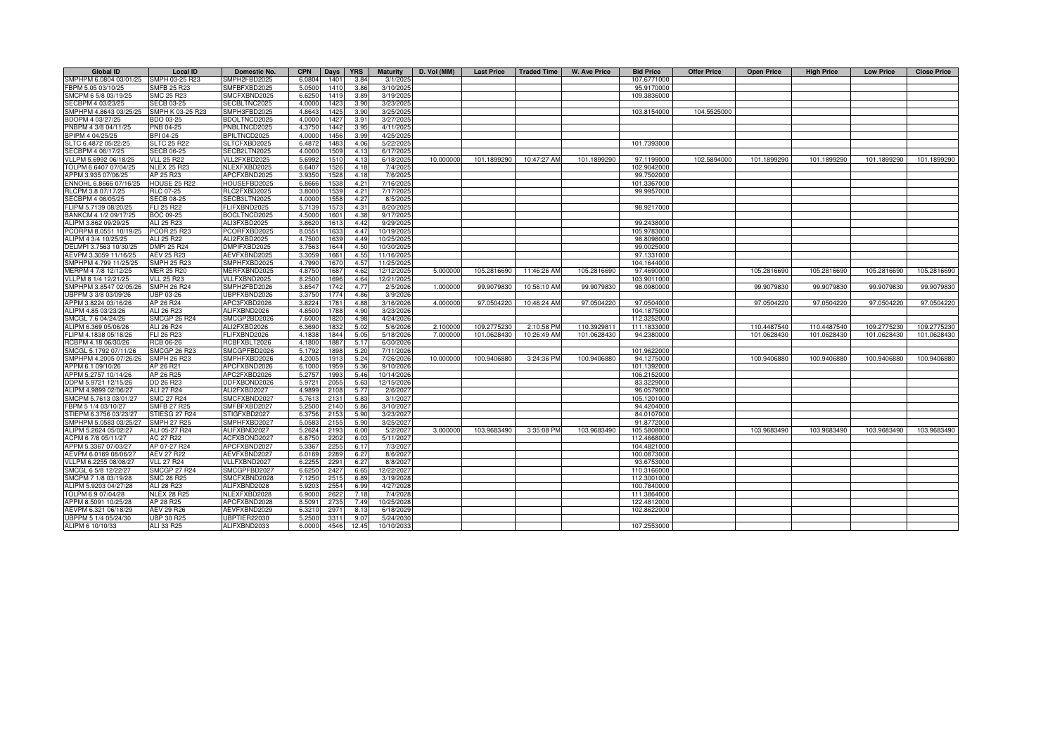| Global ID | Local ID | Domestic No. | CPN | Days | YRS | Maturity | D. Vol (MM) | Last Price | Traded Time | W. Ave Price | Bid Price | Offer Price | Open Price | High Price | Low Price | Close Price |
|---|---|---|---|---|---|---|---|---|---|---|---|---|---|---|---|---|
| SMPHPM 6.0804 03/01/25 | SMPH 03-25 R23 | SMPH2FBD2025 | 6.0804 | 1401 | 3.84 | 3/1/2025 | | | | | 107.6771000 | | | | | |
| FBPM 5.05 03/10/25 | SMFB 25 R23 | SMFBFXBD2025 | 5.0500 | 1410 | 3.86 | 3/10/2025 | | | | | 95.9170000 | | | | | |
| SMCPM 6 5/8 03/19/25 | SMC 25 R23 | SMCFXBND2025 | 6.6250 | 1419 | 3.89 | 3/19/2025 | | | | | 109.3836000 | | | | | |
| SECBPM 4 03/23/25 | SECB 03-25 | SECBLTNC2025 | 4.0000 | 1423 | 3.90 | 3/23/2025 | | | | | | | | | | |
| SMPHPM 4.8643 03/25/25 | SMPH K 03-25 R23 | SMPH3FBD2025 | 4.8643 | 1425 | 3.90 | 3/25/2025 | | | | | 103.8154000 | 104.5525000 | | | | |
| BDOPM 4 03/27/25 | BDO 03-25 | BDOLTNCD2025 | 4.0000 | 1427 | 3.91 | 3/27/2025 | | | | | | | | | | |
| PNBPM 4 3/8 04/11/25 | PNB 04-25 | PNBLTNCD2025 | 4.3750 | 1442 | 3.95 | 4/11/2025 | | | | | | | | | | |
| BPIPM 4 04/25/25 | BPI 04-25 | BPILTNCD2025 | 4.0000 | 1456 | 3.99 | 4/25/2025 | | | | | | | | | | |
| SLTC 6.4872 05/22/25 | SLTC 25 R22 | SLTCFXBD2025 | 6.4872 | 1483 | 4.06 | 5/22/2025 | | | | | 101.7393000 | | | | | |
| SECBPM 4 06/17/25 | SECB 06-25 | SECB2LTN2025 | 4.0000 | 1509 | 4.13 | 6/17/2025 | | | | | | | | | | |
| VLLPM 5.6992 06/18/25 | VLL 25 R22 | VLL2FXBD2025 | 5.6992 | 1510 | 4.13 | 6/18/2025 | 10.000000 | 101.1899290 | 10:47:27 AM | 101.1899290 | 97.1199000 | 102.5894000 | 101.1899290 | 101.1899290 | 101.1899290 | 101.1899290 |
| TOLPM 6.6407 07/04/25 | NLEX 25 R23 | NLEXFXBD2025 | 6.6407 | 1526 | 4.18 | 7/4/2025 | | | | | 102.9042000 | | | | | |
| APPM 3.935 07/06/25 | AP 25 R23 | APCFXBND2025 | 3.9350 | 1528 | 4.18 | 7/6/2025 | | | | | 99.7502000 | | | | | |
| ENNOHL 6.8666 07/16/25 | HOUSE 25 R22 | HOUSEFBD2025 | 6.8666 | 1538 | 4.21 | 7/16/2025 | | | | | 101.3367000 | | | | | |
| RLCPM 3.8 07/17/25 | RLC 07-25 | RLC2FXBD2025 | 3.8000 | 1539 | 4.21 | 7/17/2025 | | | | | 99.9957000 | | | | | |
| SECBPM 4 08/05/25 | SECB 08-25 | SECB3LTN2025 | 4.0000 | 1558 | 4.27 | 8/5/2025 | | | | | | | | | | |
| FLIPM 5.7139 08/20/25 | FLI 25 R22 | FLIFXBND2025 | 5.7139 | 1573 | 4.31 | 8/20/2025 | | | | | 98.9217000 | | | | | |
| BANKCM 4 1/2 09/17/25 | BOC 09-25 | BOCLTNCD2025 | 4.5000 | 1601 | 4.38 | 9/17/2025 | | | | | | | | | | |
| ALIPM 3.862 09/29/25 | ALI 25 R23 | ALI3FXBD2025 | 3.8620 | 1613 | 4.42 | 9/29/2025 | | | | | 99.2438000 | | | | | |
| PCORPM 8.0551 10/19/25 | PCOR 25 R23 | PCORFXBD2025 | 8.0551 | 1633 | 4.47 | 10/19/2025 | | | | | 105.9783000 | | | | | |
| ALIPM 4 3/4 10/25/25 | ALI 25 R22 | ALI2FXBD2025 | 4.7500 | 1639 | 4.49 | 10/25/2025 | | | | | 98.8098000 | | | | | |
| DELMPI 3.7563 10/30/25 | DMPI 25 R24 | DMPIFXBD2025 | 3.7563 | 1644 | 4.50 | 10/30/2025 | | | | | 99.0025000 | | | | | |
| AEVPM 3.3059 11/16/25 | AEV 25 R23 | AEVFXBND2025 | 3.3059 | 1661 | 4.55 | 11/16/2025 | | | | | 97.1331000 | | | | | |
| SMPHPM 4.799 11/25/25 | SMPH 25 R23 | SMPHFXBD2025 | 4.7990 | 1670 | 4.57 | 11/25/2025 | | | | | 104.1644000 | | | | | |
| MERPM 4 7/8 12/12/25 | MER 25 R20 | MERFXBND2025 | 4.8750 | 1687 | 4.62 | 12/12/2025 | 5.000000 | 105.2816690 | 11:46:26 AM | 105.2816690 | 97.4690000 | | 105.2816690 | 105.2816690 | 105.2816690 | 105.2816690 |
| VLLPM 8 1/4 12/21/25 | VLL 25 R23 | VLLFXBND2025 | 8.2500 | 1696 | 4.64 | 12/21/2025 | | | | | 103.9011000 | | | | | |
| SMPHPM 3.8547 02/05/26 | SMPH 26 R24 | SMPH2FBD2026 | 3.8547 | 1742 | 4.77 | 2/5/2026 | 1.000000 | 99.9079830 | 10:56:10 AM | 99.9079830 | 98.0980000 | | 99.9079830 | 99.9079830 | 99.9079830 | 99.9079830 |
| UBPPM 3 3/8 03/09/26 | UBP 03-26 | UBPFXBND2026 | 3.3750 | 1774 | 4.86 | 3/9/2026 | | | | | | | | | | |
| APPM 3.8224 03/16/26 | AP 26 R24 | APC3FXBD2026 | 3.8224 | 1781 | 4.88 | 3/16/2026 | 4.000000 | 97.0504220 | 10:46:24 AM | 97.0504220 | 97.0504000 | | 97.0504220 | 97.0504220 | 97.0504220 | 97.0504220 |
| ALIPM 4.85 03/23/26 | ALI 26 R23 | ALIFXBND2026 | 4.8500 | 1788 | 4.90 | 3/23/2026 | | | | | 104.1875000 | | | | | |
| SMCGL 7.6 04/24/26 | SMCGP 26 R24 | SMCGP2BD2026 | 7.6000 | 1820 | 4.98 | 4/24/2026 | | | | | 112.3252000 | | | | | |
| ALIPM 6.369 05/06/26 | ALI 26 R24 | ALI2FXBD2026 | 6.3690 | 1832 | 5.02 | 5/6/2026 | 2.100000 | 109.2775230 | 2:10:58 PM | 110.3929811 | 111.1833000 | | 110.4487540 | 110.4487540 | 109.2775230 | 109.2775230 |
| FLIPM 4.1838 05/18/26 | FLI 26 R23 | FLIFXBND2026 | 4.1838 | 1844 | 5.05 | 5/18/2026 | 7.000000 | 101.0628430 | 10:26:49 AM | 101.0628430 | 94.2380000 | | 101.0628430 | 101.0628430 | 101.0628430 | 101.0628430 |
| RCBPM 4.18 06/30/26 | RCB 06-26 | RCBFXBLT2026 | 4.1800 | 1887 | 5.17 | 6/30/2026 | | | | | | | | | | |
| SMCGL 5.1792 07/11/26 | SMCGP 26 R23 | SMCGPFBD2026 | 5.1792 | 1898 | 5.20 | 7/11/2026 | | | | | 101.9622000 | | | | | |
| SMPHPM 4.2005 07/26/26 | SMPH 26 R23 | SMPHFXBD2026 | 4.2005 | 1913 | 5.24 | 7/26/2026 | 10.000000 | 100.9406880 | 3:24:36 PM | 100.9406880 | 94.1275000 | | 100.9406880 | 100.9406880 | 100.9406880 | 100.9406880 |
| APPM 6.1 09/10/26 | AP 26 R21 | APCFXBND2026 | 6.1000 | 1959 | 5.36 | 9/10/2026 | | | | | 101.1392000 | | | | | |
| APPM 5.2757 10/14/26 | AP 26 R25 | APC2FXBD2026 | 5.2757 | 1993 | 5.46 | 10/14/2026 | | | | | 106.2152000 | | | | | |
| DDPM 5.9721 12/15/26 | DD 26 R23 | DDFXBOND2026 | 5.9721 | 2055 | 5.63 | 12/15/2026 | | | | | 83.3229000 | | | | | |
| ALIPM 4.9899 02/06/27 | ALI 27 R24 | ALI2FXBD2027 | 4.9899 | 2108 | 5.77 | 2/6/2027 | | | | | 96.0579000 | | | | | |
| SMCPM 5.7613 03/01/27 | SMC 27 R24 | SMCFXBND2027 | 5.7613 | 2131 | 5.83 | 3/1/2027 | | | | | 105.1201000 | | | | | |
| FBPM 5 1/4 03/10/27 | SMFB 27 R25 | SMFBFXBD2027 | 5.2500 | 2140 | 5.86 | 3/10/2027 | | | | | 94.4204000 | | | | | |
| STIEPM 6.3756 03/23/27 | STIESG 27 R24 | STIGFXBD2027 | 6.3756 | 2153 | 5.90 | 3/23/2027 | | | | | 84.0107000 | | | | | |
| SMPHPM 5.0583 03/25/27 | SMPH 27 R25 | SMPHFXBD2027 | 5.0583 | 2155 | 5.90 | 3/25/2027 | | | | | 91.8772000 | | | | | |
| ALIPM 5.2624 05/02/27 | ALI 05-27 R24 | ALIFXBND2027 | 5.2624 | 2193 | 6.00 | 5/2/2027 | 3.000000 | 103.9683490 | 3:35:08 PM | 103.9683490 | 105.5808000 | | 103.9683490 | 103.9683490 | 103.9683490 | 103.9683490 |
| ACPM 6 7/8 05/11/27 | AC 27 R22 | ACFXBOND2027 | 6.8750 | 2202 | 6.03 | 5/11/2027 | | | | | 112.4668000 | | | | | |
| APPM 5.3367 07/03/27 | AP 07-27 R24 | APCFXBND2027 | 5.3367 | 2255 | 6.17 | 7/3/2027 | | | | | 104.4821000 | | | | | |
| AEVPM 6.0169 08/06/27 | AEV 27 R22 | AEVFXBND2027 | 6.0169 | 2289 | 6.27 | 8/6/2027 | | | | | 100.0873000 | | | | | |
| VLLPM 6.2255 08/08/27 | VLL 27 R24 | VLLFXBND2027 | 6.2255 | 2291 | 6.27 | 8/8/2027 | | | | | 93.6753000 | | | | | |
| SMCGL 6 5/8 12/22/27 | SMCGP 27 R24 | SMCGPFBD2027 | 6.6250 | 2427 | 6.65 | 12/22/2027 | | | | | 110.3166000 | | | | | |
| SMCPM 7 1/8 03/19/28 | SMC 28 R25 | SMCFXBND2028 | 7.1250 | 2515 | 6.89 | 3/19/2028 | | | | | 112.3001000 | | | | | |
| ALIPM 5.9203 04/27/28 | ALI 28 R23 | ALIFXBND2028 | 5.9203 | 2554 | 6.99 | 4/27/2028 | | | | | 100.7840000 | | | | | |
| TOLPM 6.9 07/04/28 | NLEX 28 R25 | NLEXFXBD2028 | 6.9000 | 2622 | 7.18 | 7/4/2028 | | | | | 111.3864000 | | | | | |
| APPM 8.5091 10/25/28 | AP 28 R25 | APCFXBND2028 | 8.5091 | 2735 | 7.49 | 10/25/2028 | | | | | 122.4812000 | | | | | |
| AEVPM 6.321 06/18/29 | AEV 29 R26 | AEVFXBND2029 | 6.3210 | 2971 | 8.13 | 6/18/2029 | | | | | 102.8622000 | | | | | |
| UBPPM 5 1/4 05/24/30 | UBP 30 R25 | UBPTIER22030 | 5.2500 | 3311 | 9.07 | 5/24/2030 | | | | | | | | | | |
| ALIPM 6 10/10/33 | ALI 33 R25 | ALIFXBND2033 | 6.0000 | 4546 | 12.45 | 10/10/2033 | | | | | 107.2553000 | | | | | |